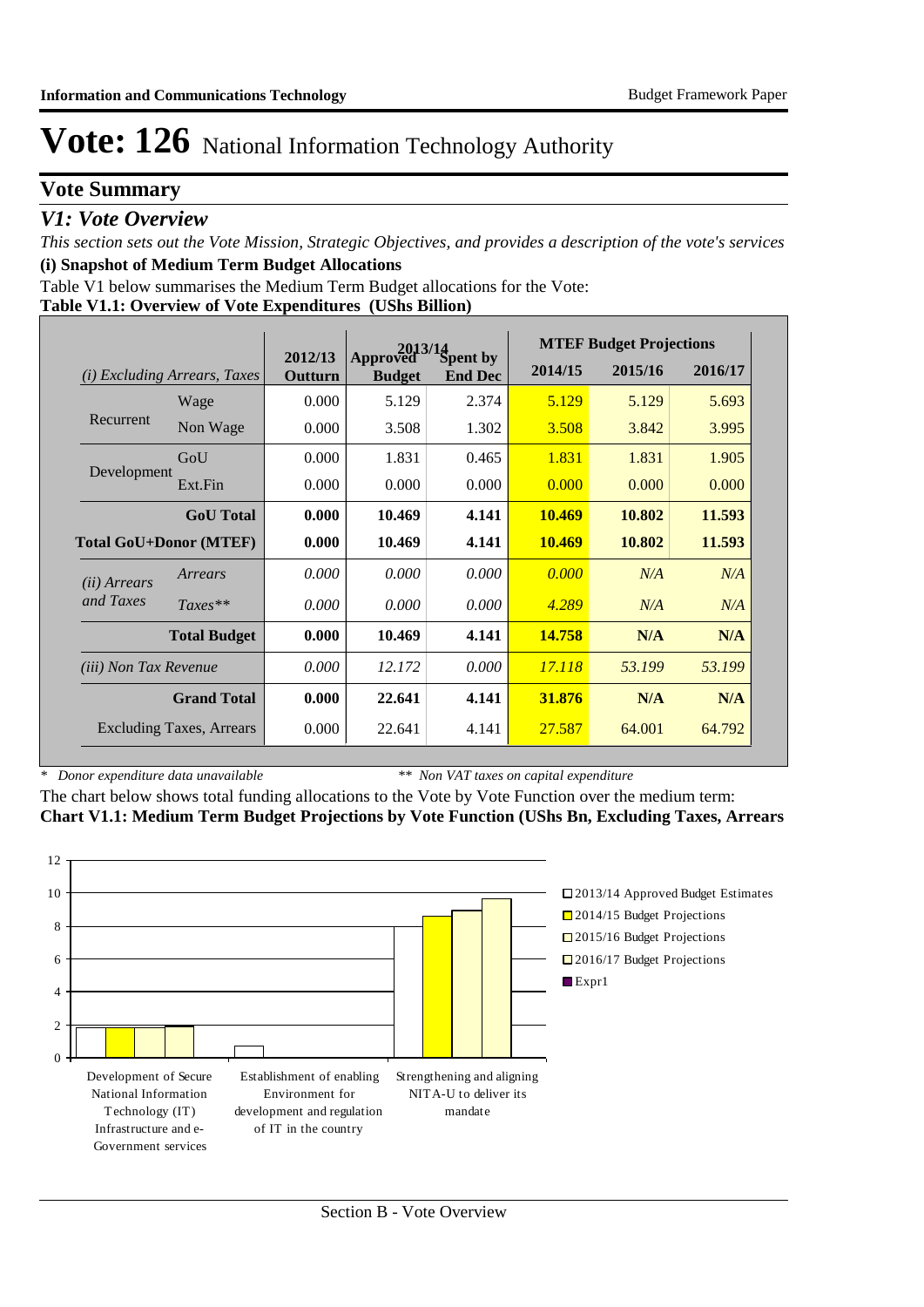# Vote: 126 National Information Technology Authority

## Vote Summary

### *V1: Vote Overview*

*This section sets out the Vote Mission, Strategic Objectives, and provides a description of the vote's services*

**(i) Snapshot of Medium Term Budget Allocations**

Table V1 below summarises the Medium Term Budget allocations for the Vote:

**Table V1.1: Overview of Vote Expenditures (UShs Billion)**

| *(i) Excluding Arrears, Taxes* | | 2012/13 Outturn | 2013/14 Approved Budget | 2013/14 Spent by End Dec | MTEF Budget Projections 2014/15 | 2015/16 | 2016/17 |
|---|---|---|---|---|---|---|---|
| Recurrent | Wage | 0.000 | 5.129 | 2.374 | 5.129 | 5.129 | 5.693 |
| | Non Wage | 0.000 | 3.508 | 1.302 | 3.508 | 3.842 | 3.995 |
| Development | GoU | 0.000 | 1.831 | 0.465 | 1.831 | 1.831 | 1.905 |
| | Ext.Fin | 0.000 | 0.000 | 0.000 | 0.000 | 0.000 | 0.000 |
| | **GoU Total** | **0.000** | **10.469** | **4.141** | **10.469** | **10.802** | **11.593** |
| **Total GoU+Donor (MTEF)** | | **0.000** | **10.469** | **4.141** | **10.469** | **10.802** | **11.593** |
| *(ii) Arrears and Taxes* | *Arrears* | *0.000* | *0.000* | *0.000* | *0.000* | *N/A* | *N/A* |
| | *Taxes*** | *0.000* | *0.000* | *0.000* | *4.289* | *N/A* | *N/A* |
| | **Total Budget** | **0.000** | **10.469** | **4.141** | **14.758** | **N/A** | **N/A** |
| *(iii) Non Tax Revenue* | | *0.000* | *12.172* | *0.000* | *17.118* | *53.199* | *53.199* |
| | **Grand Total** | **0.000** | **22.641** | **4.141** | **31.876** | **N/A** | **N/A** |
| | Excluding Taxes, Arrears | 0.000 | 22.641 | 4.141 | 27.587 | 64.001 | 64.792 |

\* *Donor expenditure data unavailable* ** *Non VAT taxes on capital expenditure*

The chart below shows total funding allocations to the Vote by Vote Function over the medium term:

**Chart V1.1: Medium Term Budget Projections by Vote Function (UShs Bn, Excluding Taxes, Arrears**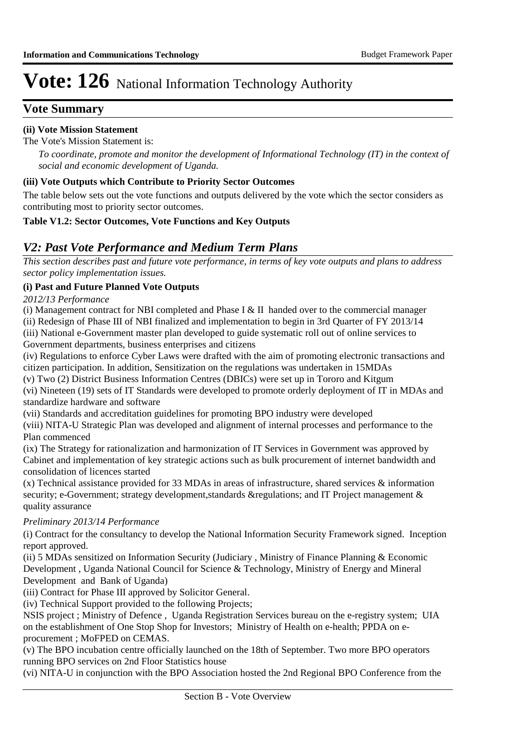# Vote: 126 National Information Technology Authority

## Vote Summary

**(ii) Vote Mission Statement**

The Vote's Mission Statement is:

*To coordinate, promote and monitor the development of Informational Technology (IT) in the context of social and economic development of Uganda.*

**(iii) Vote Outputs which Contribute to Priority Sector Outcomes**

The table below sets out the vote functions and outputs delivered by the vote which the sector considers as contributing most to priority sector outcomes.

**Table V1.2: Sector Outcomes, Vote Functions and Key Outputs**

## *V2: Past Vote Performance and Medium Term Plans*

*This section describes past and future vote performance, in terms of key vote outputs and plans to address sector policy implementation issues.*

**(i) Past and Future Planned Vote Outputs**

*2012/13 Performance*

(i) Management contract for NBI completed and Phase I & II handed over to the commercial manager
(ii) Redesign of Phase III of NBI finalized and implementation to begin in 3rd Quarter of FY 2013/14
(iii) National e-Government master plan developed to guide systematic roll out of online services to Government departments, business enterprises and citizens
(iv) Regulations to enforce Cyber Laws were drafted with the aim of promoting electronic transactions and citizen participation. In addition, Sensitization on the regulations was undertaken in 15MDAs
(v) Two (2) District Business Information Centres (DBICs) were set up in Tororo and Kitgum
(vi) Nineteen (19) sets of IT Standards were developed to promote orderly deployment of IT in MDAs and standardize hardware and software
(vii) Standards and accreditation guidelines for promoting BPO industry were developed
(viii) NITA-U Strategic Plan was developed and alignment of internal processes and performance to the Plan commenced
(ix) The Strategy for rationalization and harmonization of IT Services in Government was approved by Cabinet and implementation of key strategic actions such as bulk procurement of internet bandwidth and consolidation of licences started
(x) Technical assistance provided for 33 MDAs in areas of infrastructure, shared services & information security; e-Government; strategy development,standards &regulations; and IT Project management & quality assurance

*Preliminary 2013/14 Performance*

(i) Contract for the consultancy to develop the National Information Security Framework signed. Inception report approved.
(ii) 5 MDAs sensitized on Information Security (Judiciary , Ministry of Finance Planning & Economic Development , Uganda National Council for Science & Technology, Ministry of Energy and Mineral Development and Bank of Uganda)
(iii) Contract for Phase III approved by Solicitor General.
(iv) Technical Support provided to the following Projects;
NSIS project ; Ministry of Defence , Uganda Registration Services bureau on the e-registry system; UIA on the establishment of One Stop Shop for Investors; Ministry of Health on e-health; PPDA on e-procurement ; MoFPED on CEMAS.
(v) The BPO incubation centre officially launched on the 18th of September. Two more BPO operators running BPO services on 2nd Floor Statistics house
(vi) NITA-U in conjunction with the BPO Association hosted the 2nd Regional BPO Conference from the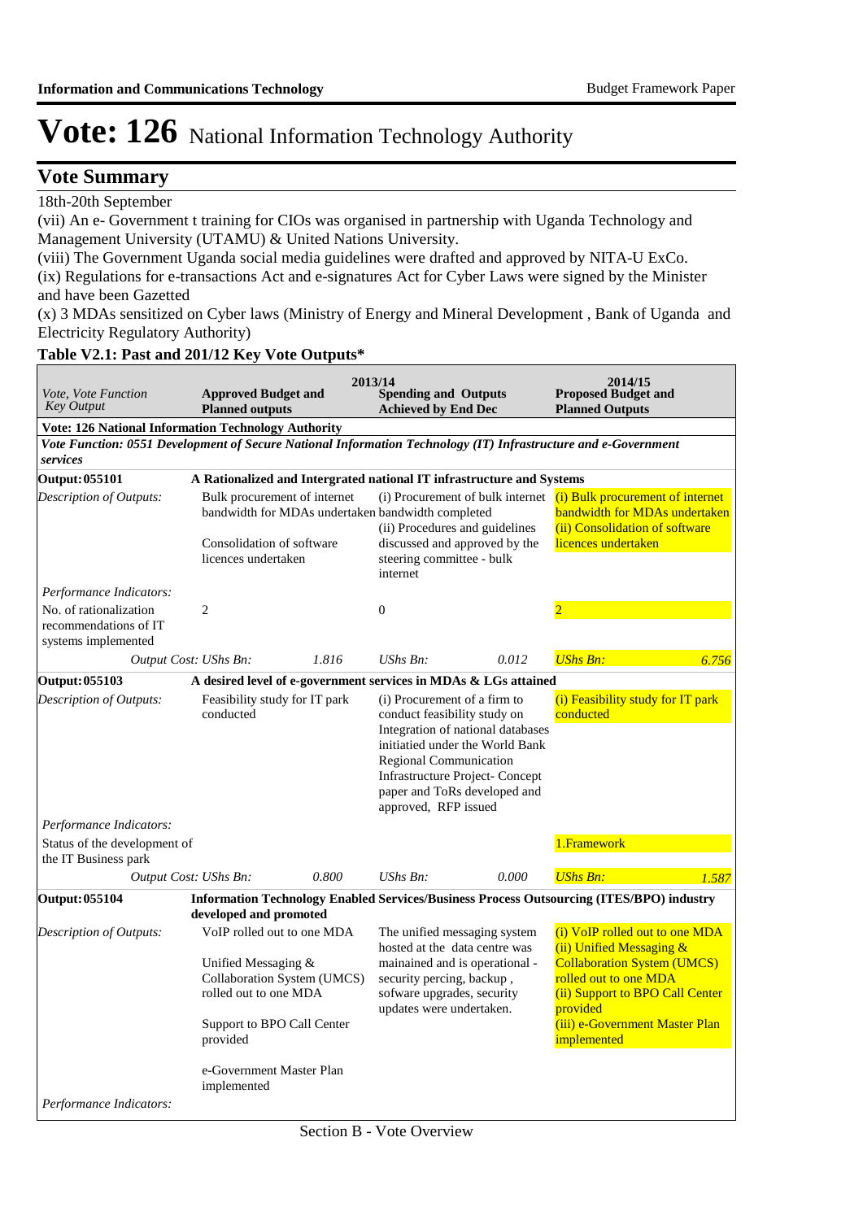# Vote: 126 National Information Technology Authority

## Vote Summary

18th-20th September

(vii) An e- Government t training for CIOs was organised in partnership with Uganda Technology and Management University (UTAMU) & United Nations University.

(viii) The Government Uganda social media guidelines were drafted and approved by NITA-U ExCo.

(ix) Regulations for e-transactions Act and e-signatures Act for Cyber Laws were signed by the Minister and have been Gazetted

(x) 3 MDAs sensitized on Cyber laws (Ministry of Energy and Mineral Development , Bank of Uganda and Electricity Regulatory Authority)

**Table V2.1: Past and 201/12 Key Vote Outputs***

| *Vote, Vote Function Key Output* | 2013/14 **Approved Budget and Planned outputs** | | **Spending and Outputs Achieved by End Dec** | | 2014/15 **Proposed Budget and Planned Outputs** | |
|---|---|---|---|---|---|---|
| **Vote: 126 National Information Technology Authority** | | | | | | |
| ***Vote Function: 0551 Development of Secure National Information Technology (IT) Infrastructure and e-Government services*** | | | | | | |
| **Output: 055101** | **A Rationalized and Intergrated national IT infrastructure and Systems** | | | | | |
| *Description of Outputs:* | Bulk procurement of internet bandwidth for MDAs undertaken<br><br>Consolidation of software licences undertaken | | (i) Procurement of bulk internet bandwidth completed<br>(ii) Procedures and guidelines discussed and approved by the steering committee - bulk internet | | (i) Bulk procurement of internet bandwidth for MDAs undertaken<br>(ii) Consolidation of software licences undertaken | |
| *Performance Indicators:* | | | | | | |
| No. of rationalization recommendations of IT systems implemented | 2 | | 0 | | 2 | |
| *Output Cost:* | *UShs Bn:* | *1.816* | *UShs Bn:* | *0.012* | *UShs Bn:* | *6.756* |
| **Output: 055103** | **A desired level of e-government services in MDAs & LGs attained** | | | | | |
| *Description of Outputs:* | Feasibility study for IT park conducted | | (i) Procurement of a firm to conduct feasibility study on Integration of national databases initiatied under the World Bank Regional Communication Infrastructure Project- Concept paper and ToRs developed and approved, RFP issued | | (i) Feasibility study for IT park conducted | |
| *Performance Indicators:* | | | | | | |
| Status of the development of the IT Business park | | | | | 1.Framework | |
| *Output Cost:* | *UShs Bn:* | *0.800* | *UShs Bn:* | *0.000* | *UShs Bn:* | *1.587* |
| **Output: 055104** | **Information Technology Enabled Services/Business Process Outsourcing (ITES/BPO) industry developed and promoted** | | | | | |
| *Description of Outputs:* | VoIP rolled out to one MDA<br><br>Unified Messaging & Collaboration System (UMCS) rolled out to one MDA<br><br>Support to BPO Call Center provided<br><br>e-Government Master Plan implemented | | The unified messaging system hosted at the data centre was mainained and is operational - security percing, backup , sofware upgrades, security updates were undertaken. | | (i) VoIP rolled out to one MDA<br>(ii) Unified Messaging & Collaboration System (UMCS) rolled out to one MDA<br>(ii) Support to BPO Call Center provided<br>(iii) e-Government Master Plan implemented | |
| *Performance Indicators:* | | | | | | |

Section B - Vote Overview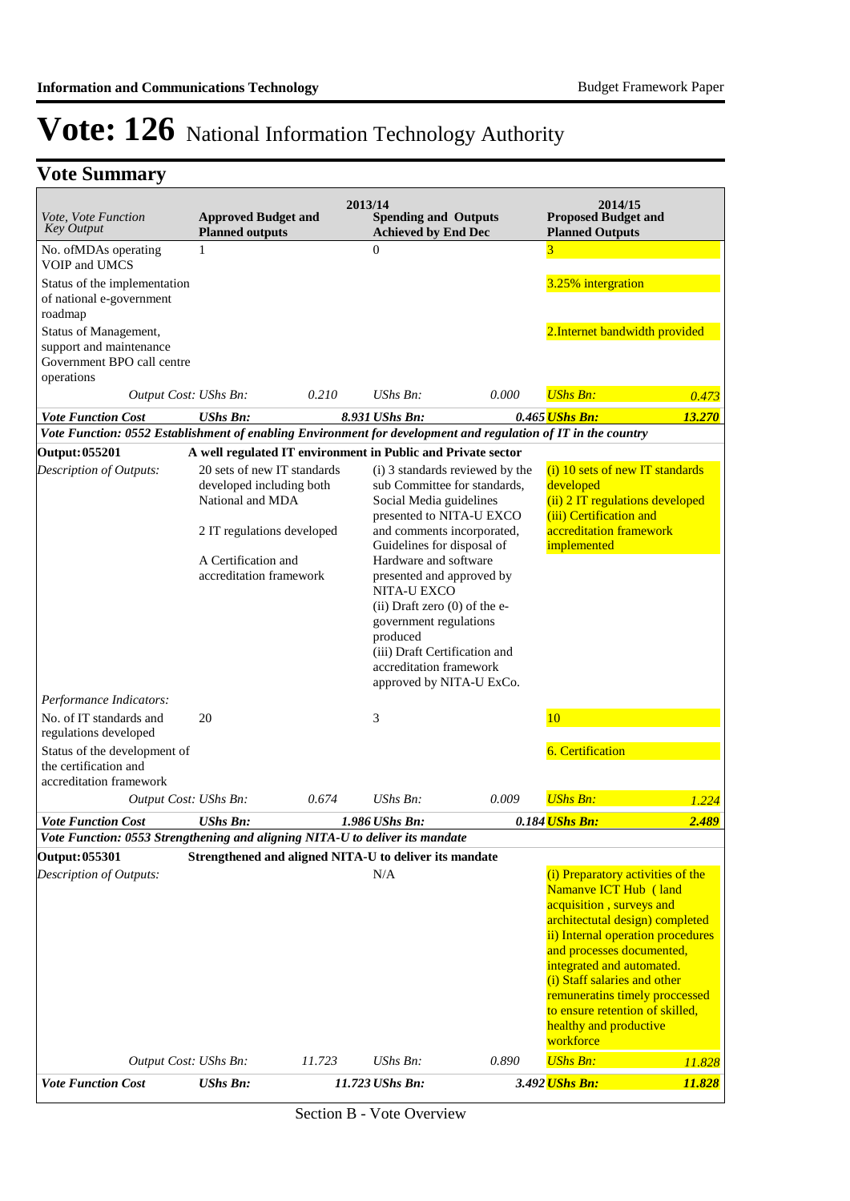# Vote: 126 National Information Technology Authority

## Vote Summary

| *Vote, Vote Function Key Output* | **2013/14 Approved Budget and Planned outputs** | | **Spending and Outputs Achieved by End Dec** | | **2014/15 Proposed Budget and Planned Outputs** | |
|---|---|---|---|---|---|---|
| No. ofMDAs operating VOIP and UMCS | 1 | | 0 | | 3 | |
| Status of the implementation of national e-government roadmap | | | | | 3.25% intergration | |
| Status of Management, support and maintenance Government BPO call centre operations | | | | | 2.Internet bandwidth provided | |
| *Output Cost:* | *UShs Bn:* | *0.210* | *UShs Bn:* | *0.000* | *UShs Bn:* | *0.473* |
| ***Vote Function Cost*** | ***UShs Bn:*** | ***8.931*** | ***UShs Bn:*** | ***0.465*** | ***UShs Bn:*** | ***13.270*** |
| ***Vote Function: 0552 Establishment of enabling Environment for development and regulation of IT in the country*** | | | | | | |
| **Output: 055201** | **A well regulated IT environment in Public and Private sector** | | | | | |
| *Description of Outputs:* | 20 sets of new IT standards developed including both National and MDA<br><br>2 IT regulations developed<br><br>A Certification and accreditation framework | | (i) 3 standards reviewed by the sub Committee for standards, Social Media guidelines presented to NITA-U EXCO and comments incorporated, Guidelines for disposal of Hardware and software presented and approved by NITA-U EXCO<br>(ii) Draft zero (0) of the e-government regulations produced<br>(iii) Draft Certification and accreditation framework approved by NITA-U ExCo. | | (i) 10 sets of new IT standards developed<br>(ii) 2 IT regulations developed<br>(iii) Certification and accreditation framework implemented | |
| *Performance Indicators:* | | | | | | |
| No. of IT standards and regulations developed | 20 | | 3 | | 10 | |
| Status of the development of the certification and accreditation framework | | | | | 6. Certification | |
| *Output Cost:* | *UShs Bn:* | *0.674* | *UShs Bn:* | *0.009* | *UShs Bn:* | *1.224* |
| ***Vote Function Cost*** | ***UShs Bn:*** | ***1.986*** | ***UShs Bn:*** | ***0.184*** | ***UShs Bn:*** | ***2.489*** |
| ***Vote Function: 0553 Strengthening and aligning NITA-U to deliver its mandate*** | | | | | | |
| **Output: 055301** | **Strengthened and aligned NITA-U to deliver its mandate** | | | | | |
| *Description of Outputs:* | | | N/A | | (i) Preparatory activities of the Namanve ICT Hub ( land acquisition , surveys and architectutal design) completed<br>ii) Internal operation procedures and processes documented, integrated and automated.<br>(i) Staff salaries and other remuneratins timely proccessed to ensure retention of skilled, healthy and productive workforce | |
| *Output Cost:* | *UShs Bn:* | *11.723* | *UShs Bn:* | *0.890* | *UShs Bn:* | *11.828* |
| ***Vote Function Cost*** | ***UShs Bn:*** | ***11.723*** | ***UShs Bn:*** | ***3.492*** | ***UShs Bn:*** | ***11.828*** |

Section B - Vote Overview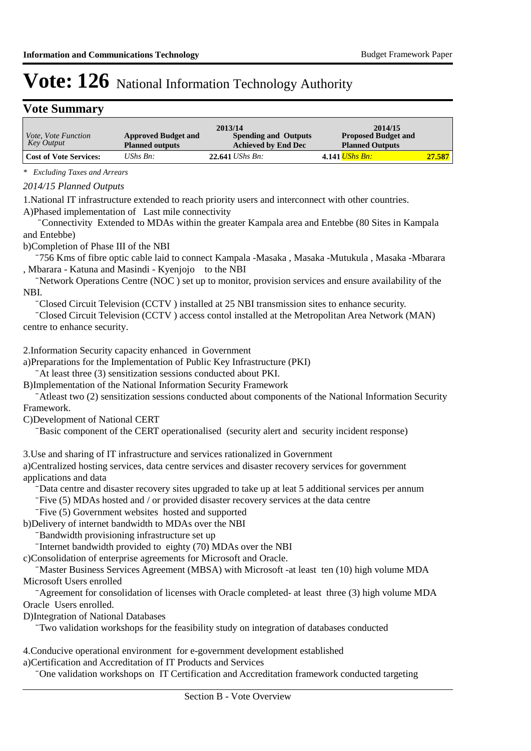# Vote: 126 National Information Technology Authority

## Vote Summary

| *Vote, Vote Function Key Output* | 2013/14 Approved Budget and Planned outputs | 2013/14 Spending and Outputs Achieved by End Dec | 2014/15 Proposed Budget and Planned Outputs |
|---|---|---|---|
| **Cost of Vote Services:** | *UShs Bn:* **22.641** | *UShs Bn:* **4.141** | *UShs Bn:* **27.587** |

*\* Excluding Taxes and Arrears*

*2014/15 Planned Outputs*

1.National IT infrastructure extended to reach priority users and interconnect with other countries.

A)Phased implementation of Last mile connectivity

¯Connectivity Extended to MDAs within the greater Kampala area and Entebbe (80 Sites in Kampala and Entebbe)

b)Completion of Phase III of the NBI

¯756 Kms of fibre optic cable laid to connect Kampala -Masaka , Masaka -Mutukula , Masaka -Mbarara , Mbarara - Katuna and Masindi - Kyenjojo to the NBI

¯Network Operations Centre (NOC ) set up to monitor, provision services and ensure availability of the NBI.

¯Closed Circuit Television (CCTV ) installed at 25 NBI transmission sites to enhance security.

¯Closed Circuit Television (CCTV ) access contol installed at the Metropolitan Area Network (MAN) centre to enhance security.

2.Information Security capacity enhanced in Government

a)Preparations for the Implementation of Public Key Infrastructure (PKI)

¯At least three (3) sensitization sessions conducted about PKI.

B)Implementation of the National Information Security Framework

¯Atleast two (2) sensitization sessions conducted about components of the National Information Security Framework.

C)Development of National CERT

¯Basic component of the CERT operationalised (security alert and security incident response)

3.Use and sharing of IT infrastructure and services rationalized in Government

a)Centralized hosting services, data centre services and disaster recovery services for government applications and data

¯Data centre and disaster recovery sites upgraded to take up at leat 5 additional services per annum

¯Five (5) MDAs hosted and / or provided disaster recovery services at the data centre

¯Five (5) Government websites hosted and supported

b)Delivery of internet bandwidth to MDAs over the NBI

¯Bandwidth provisioning infrastructure set up

¯Internet bandwidth provided to eighty (70) MDAs over the NBI

c)Consolidation of enterprise agreements for Microsoft and Oracle.

¯Master Business Services Agreement (MBSA) with Microsoft -at least ten (10) high volume MDA Microsoft Users enrolled

¯Agreement for consolidation of licenses with Oracle completed- at least three (3) high volume MDA Oracle Users enrolled.

D)Integration of National Databases

¯Two validation workshops for the feasibility study on integration of databases conducted

4.Conducive operational environment for e-government development established

a)Certification and Accreditation of IT Products and Services

¯One validation workshops on IT Certification and Accreditation framework conducted targeting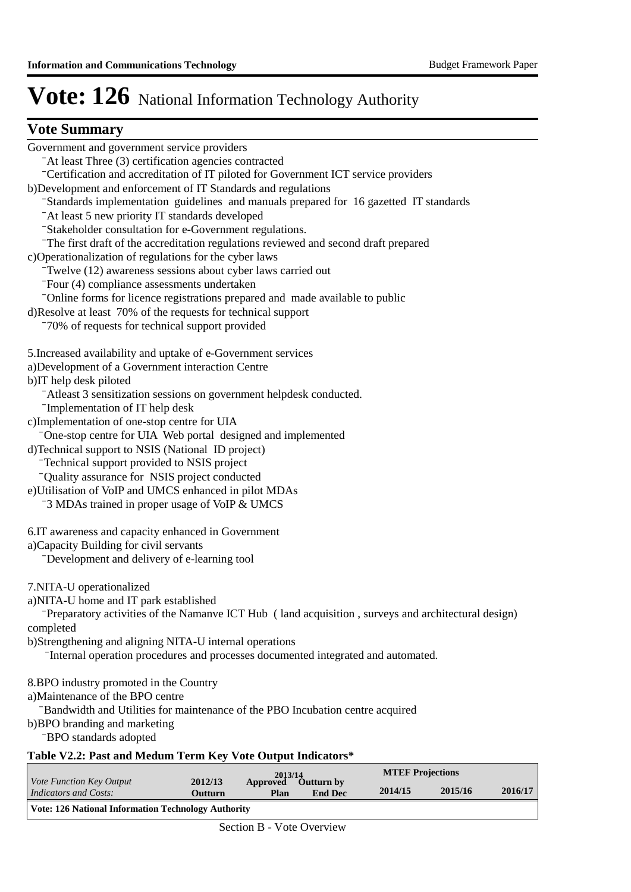# Vote: 126 National Information Technology Authority

## Vote Summary

Government and government service providers

- At least Three (3) certification agencies contracted
- Certification and accreditation of IT piloted for Government ICT service providers

b)Development and enforcement of IT Standards and regulations

- Standards implementation guidelines and manuals prepared for 16 gazetted IT standards
- At least 5 new priority IT standards developed
- Stakeholder consultation for e-Government regulations.
- The first draft of the accreditation regulations reviewed and second draft prepared

c)Operationalization of regulations for the cyber laws

- Twelve (12) awareness sessions about cyber laws carried out
- Four (4) compliance assessments undertaken
- Online forms for licence registrations prepared and made available to public

d)Resolve at least 70% of the requests for technical support

- 70% of requests for technical support provided

5.Increased availability and uptake of e-Government services

a)Development of a Government interaction Centre

b)IT help desk piloted

- Atleast 3 sensitization sessions on government helpdesk conducted.
- Implementation of IT help desk

c)Implementation of one-stop centre for UIA

- One-stop centre for UIA Web portal designed and implemented

d)Technical support to NSIS (National ID project)

- Technical support provided to NSIS project
- Quality assurance for NSIS project conducted

e)Utilisation of VoIP and UMCS enhanced in pilot MDAs

- 3 MDAs trained in proper usage of VoIP & UMCS

6.IT awareness and capacity enhanced in Government

a)Capacity Building for civil servants

- Development and delivery of e-learning tool

7.NITA-U operationalized

a)NITA-U home and IT park established

- Preparatory activities of the Namanve ICT Hub ( land acquisition , surveys and architectural design) completed

b)Strengthening and aligning NITA-U internal operations

- Internal operation procedures and processes documented integrated and automated.

8.BPO industry promoted in the Country

a)Maintenance of the BPO centre

- Bandwidth and Utilities for maintenance of the PBO Incubation centre acquired

b)BPO branding and marketing

- BPO standards adopted

**Table V2.2: Past and Medum Term Key Vote Output Indicators***

| *Vote Function Key Output Indicators and Costs:* | 2012/13 Outturn | 2013/14 Approved Plan | 2013/14 Outturn by End Dec | MTEF Projections 2014/15 | 2015/16 | 2016/17 |
|---|---|---|---|---|---|---|
| **Vote: 126 National Information Technology Authority** | | | | | | |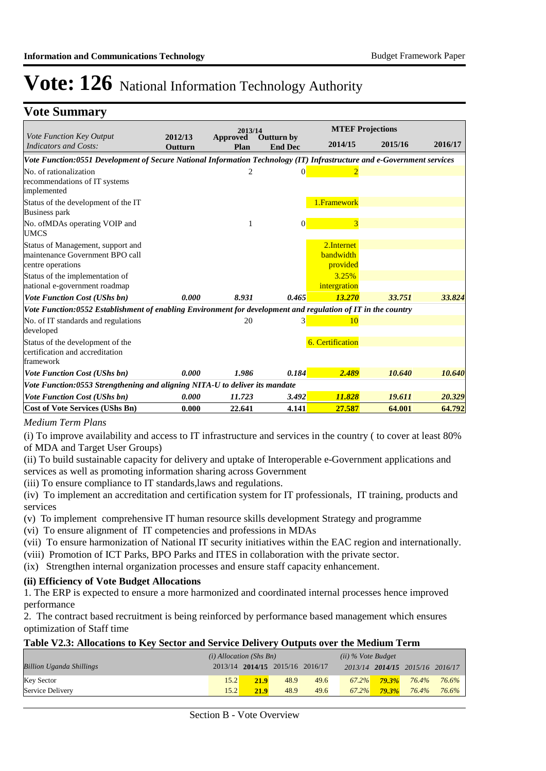# Vote: 126 National Information Technology Authority

## Vote Summary

| Vote Function Key Output Indicators and Costs: | 2012/13 Outturn | 2013/14 Approved Plan | 2013/14 Outturn by End Dec | MTEF Projections 2014/15 | 2015/16 | 2016/17 |
|---|---|---|---|---|---|---|
| *Vote Function:0551 Development of Secure National Information Technology (IT) Infrastructure and e-Government services* | | | | | | |
| No. of rationalization recommendations of IT systems implemented | | 2 | 0 | 2 | | |
| Status of the development of the IT Business park | | | | 1.Framework | | |
| No. ofMDAs operating VOIP and UMCS | | 1 | 0 | 3 | | |
| Status of Management, support and maintenance Government BPO call centre operations | | | | 2.Internet bandwidth provided | | |
| Status of the implementation of national e-government roadmap | | | | 3.25% intergration | | |
| *Vote Function Cost (UShs bn)* | *0.000* | *8.931* | *0.465* | *13.270* | *33.751* | *33.824* |
| *Vote Function:0552 Establishment of enabling Environment for development and regulation of IT in the country* | | | | | | |
| No. of IT standards and regulations developed | | 20 | 3 | 10 | | |
| Status of the development of the certification and accreditation framework | | | | 6. Certification | | |
| *Vote Function Cost (UShs bn)* | *0.000* | *1.986* | *0.184* | *2.489* | *10.640* | *10.640* |
| *Vote Function:0553 Strengthening and aligning NITA-U to deliver its mandate* | | | | | | |
| *Vote Function Cost (UShs bn)* | *0.000* | *11.723* | *3.492* | *11.828* | *19.611* | *20.329* |
| **Cost of Vote Services (UShs Bn)** | **0.000** | **22.641** | **4.141** | **27.587** | **64.001** | **64.792** |

*Medium Term Plans*

(i) To improve availability and access to IT infrastructure and services in the country ( to cover at least 80% of MDA and Target User Groups)

(ii) To build sustainable capacity for delivery and uptake of Interoperable e-Government applications and services as well as promoting information sharing across Government

(iii) To ensure compliance to IT standards,laws and regulations.

(iv) To implement an accreditation and certification system for IT professionals, IT training, products and services

(v) To implement comprehensive IT human resource skills development Strategy and programme

(vi) To ensure alignment of IT competencies and professions in MDAs

(vii) To ensure harmonization of National IT security initiatives within the EAC region and internationally.

(viii) Promotion of ICT Parks, BPO Parks and ITES in collaboration with the private sector.

(ix) Strengthen internal organization processes and ensure staff capacity enhancement.

### (ii) Efficiency of Vote Budget Allocations

1. The ERP is expected to ensure a more harmonized and coordinated internal processes hence improved performance

2. The contract based recruitment is being reinforced by performance based management which ensures optimization of Staff time

**Table V2.3: Allocations to Key Sector and Service Delivery Outputs over the Medium Term**

| *Billion Uganda Shillings* | *(i) Allocation (Shs Bn)* 2013/14 | **2014/15** | 2015/16 | 2016/17 | *(ii) % Vote Budget* *2013/14* | ***2014/15*** | *2015/16* | *2016/17* |
|---|---|---|---|---|---|---|---|---|
| Key Sector | 15.2 | **21.9** | 48.9 | 49.6 | *67.2%* | ***79.3%*** | *76.4%* | *76.6%* |
| Service Delivery | 15.2 | **21.9** | 48.9 | 49.6 | *67.2%* | ***79.3%*** | *76.4%* | *76.6%* |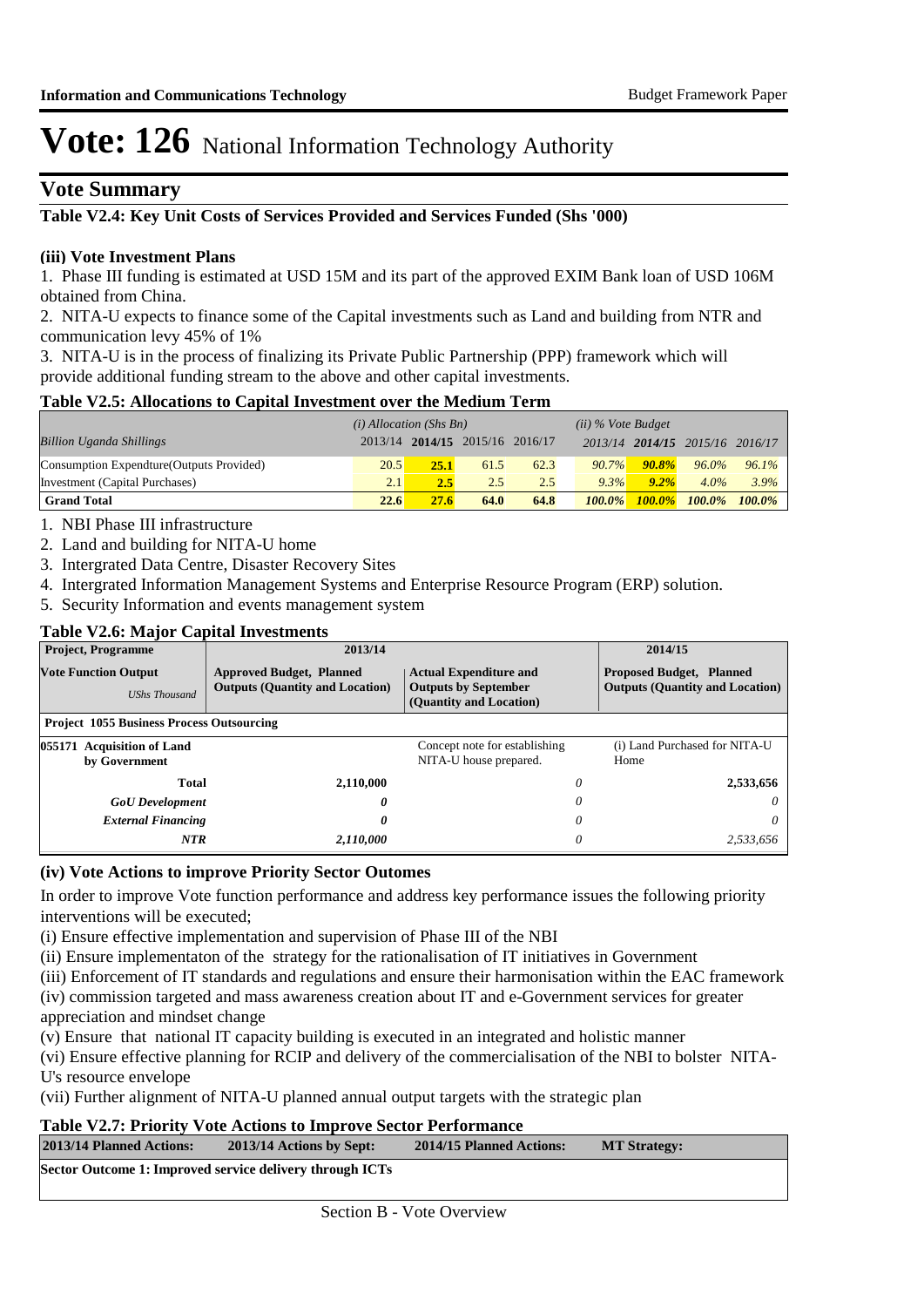# Vote: 126 National Information Technology Authority

## Vote Summary

**Table V2.4: Key Unit Costs of Services Provided and Services Funded (Shs '000)**

**(iii) Vote Investment Plans**

1. Phase III funding is estimated at USD 15M and its part of the approved EXIM Bank loan of USD 106M obtained from China.
2. NITA-U expects to finance some of the Capital investments such as Land and building from NTR and communication levy 45% of 1%
3. NITA-U is in the process of finalizing its Private Public Partnership (PPP) framework which will provide additional funding stream to the above and other capital investments.

**Table V2.5: Allocations to Capital Investment over the Medium Term**

| | *(i) Allocation (Shs Bn)* | | | | *(ii) % Vote Budget* | | | |
|---|---|---|---|---|---|---|---|---|
| *Billion Uganda Shillings* | 2013/14 | **2014/15** | 2015/16 | 2016/17 | 2013/14 | **2014/15** | 2015/16 | 2016/17 |
| Consumption Expendture(Outputs Provided) | 20.5 | **25.1** | 61.5 | 62.3 | *90.7%* | ***90.8%*** | *96.0%* | *96.1%* |
| Investment (Capital Purchases) | 2.1 | **2.5** | 2.5 | 2.5 | *9.3%* | ***9.2%*** | *4.0%* | *3.9%* |
| **Grand Total** | **22.6** | **27.6** | **64.0** | **64.8** | ***100.0%*** | ***100.0%*** | ***100.0%*** | ***100.0%*** |

1. NBI Phase III infrastructure
2. Land and building for NITA-U home
3. Intergrated Data Centre, Disaster Recovery Sites
4. Intergrated Information Management Systems and Enterprise Resource Program (ERP) solution.
5. Security Information and events management system

**Table V2.6: Major Capital Investments**

| Project, Programme | 2013/14 | | 2014/15 |
|---|---|---|---|
| **Vote Function Output** *UShs Thousand* | **Approved Budget, Planned Outputs (Quantity and Location)** | **Actual Expenditure and Outputs by September (Quantity and Location)** | **Proposed Budget, Planned Outputs (Quantity and Location)** |
| **Project 1055 Business Process Outsourcing** | | | |
| **055171 Acquisition of Land by Government** | | Concept note for establishing NITA-U house prepared. | (i) Land Purchased for NITA-U Home |
| **Total** | **2,110,000** | *0* | **2,533,656** |
| ***GoU Development*** | ***0*** | *0* | *0* |
| ***External Financing*** | ***0*** | *0* | *0* |
| ***NTR*** | ***2,110,000*** | *0* | *2,533,656* |

**(iv) Vote Actions to improve Priority Sector Outomes**

In order to improve Vote function performance and address key performance issues the following priority interventions will be executed;

(i) Ensure effective implementation and supervision of Phase III of the NBI
(ii) Ensure implementaton of the strategy for the rationalisation of IT initiatives in Government
(iii) Enforcement of IT standards and regulations and ensure their harmonisation within the EAC framework
(iv) commission targeted and mass awareness creation about IT and e-Government services for greater appreciation and mindset change
(v) Ensure that national IT capacity building is executed in an integrated and holistic manner
(vi) Ensure effective planning for RCIP and delivery of the commercialisation of the NBI to bolster NITA-U's resource envelope
(vii) Further alignment of NITA-U planned annual output targets with the strategic plan

**Table V2.7: Priority Vote Actions to Improve Sector Performance**

| 2013/14 Planned Actions: | 2013/14 Actions by Sept: | 2014/15 Planned Actions: | MT Strategy: |
|---|---|---|---|
| **Sector Outcome 1: Improved service delivery through ICTs** | | | |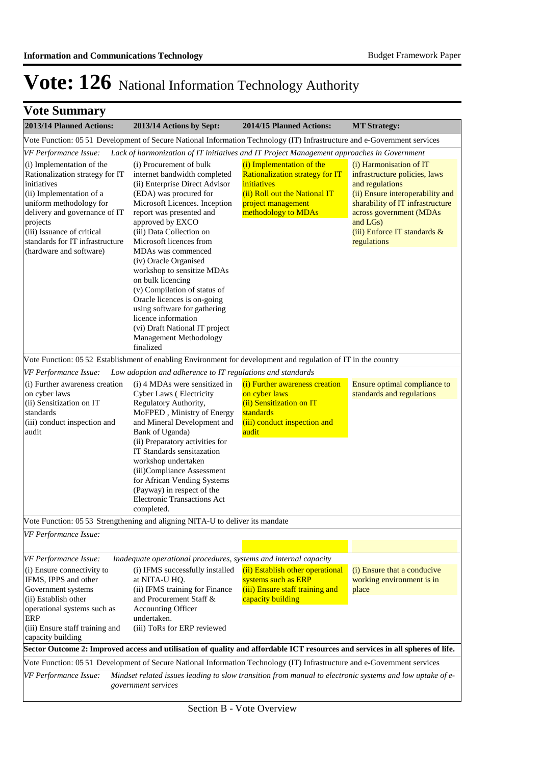# Vote: 126 National Information Technology Authority

## Vote Summary

| 2013/14 Planned Actions: | 2013/14 Actions by Sept: | 2014/15 Planned Actions: | MT Strategy: |
|---|---|---|---|
| Vote Function: 05 51 Development of Secure National Information Technology (IT) Infrastructure and e-Government services | | | |
| *VF Performance Issue: Lack of harmonization of IT initiatives and IT Project Management approaches in Government* | | | |
| (i) Implementation of the Rationalization strategy for IT initiatives<br>(ii) Implementation of a uniform methodology for delivery and governance of IT projects<br>(iii) Issuance of critical standards for IT infrastructure (hardware and software) | (i) Procurement of bulk internet bandwidth completed<br>(ii) Enterprise Direct Advisor (EDA) was procured for Microsoft Licences. Inception report was presented and approved by EXCO<br>(iii) Data Collection on Microsoft licences from MDAs was commenced<br>(iv) Oracle Organised workshop to sensitize MDAs on bulk licencing<br>(v) Compilation of status of Oracle licences is on-going using software for gathering licence information<br>(vi) Draft National IT project Management Methodology finalized | (i) Implementation of the Rationalization strategy for IT initiatives<br>(ii) Roll out the National IT project management methodology to MDAs | (i) Harmonisation of IT infrastructure policies, laws and regulations<br>(ii) Ensure interoperability and sharability of IT infrastructure across government (MDAs and LGs)<br>(iii) Enforce IT standards & regulations |
| Vote Function: 05 52 Establishment of enabling Environment for development and regulation of IT in the country | | | |
| *VF Performance Issue: Low adoption and adherence to IT regulations and standards* | | | |
| (i) Further awareness creation on cyber laws<br>(ii) Sensitization on IT standards<br>(iii) conduct inspection and audit | (i) 4 MDAs were sensitized in Cyber Laws ( Electricity Regulatory Authority, MoFPED , Ministry of Energy and Mineral Development and Bank of Uganda)<br>(ii) Preparatory activities for IT Standards sensitazation workshop undertaken<br>(iii)Compliance Assessment for African Vending Systems (Payway) in respect of the Electronic Transactions Act completed. | (i) Further awareness creation on cyber laws<br>(ii) Sensitization on IT standards<br>(iii) conduct inspection and audit | Ensure optimal compliance to standards and regulations |
| Vote Function: 05 53 Strengthening and aligning NITA-U to deliver its mandate | | | |
| *VF Performance Issue:* | | | |
| *VF Performance Issue: Inadequate operational procedures, systems and internal capacity* | | | |
| (i) Ensure connectivity to IFMS, IPPS and other Government systems<br>(ii) Establish other operational systems such as ERP<br>(iii) Ensure staff training and capacity building | (i) IFMS successfully installed at NITA-U HQ.<br>(ii) IFMS training for Finance and Procurement Staff & Accounting Officer undertaken.<br>(iii) ToRs for ERP reviewed | (ii) Establish other operational systems such as ERP<br>(iii) Ensure staff training and capacity building | (i) Ensure that a conducive working environment is in place |
| **Sector Outcome 2: Improved access and utilisation of quality and affordable ICT resources and services in all spheres of life.** | | | |
| Vote Function: 05 51 Development of Secure National Information Technology (IT) Infrastructure and e-Government services | | | |
| *VF Performance Issue: Mindset related issues leading to slow transition from manual to electronic systems and low uptake of e-government services* | | | |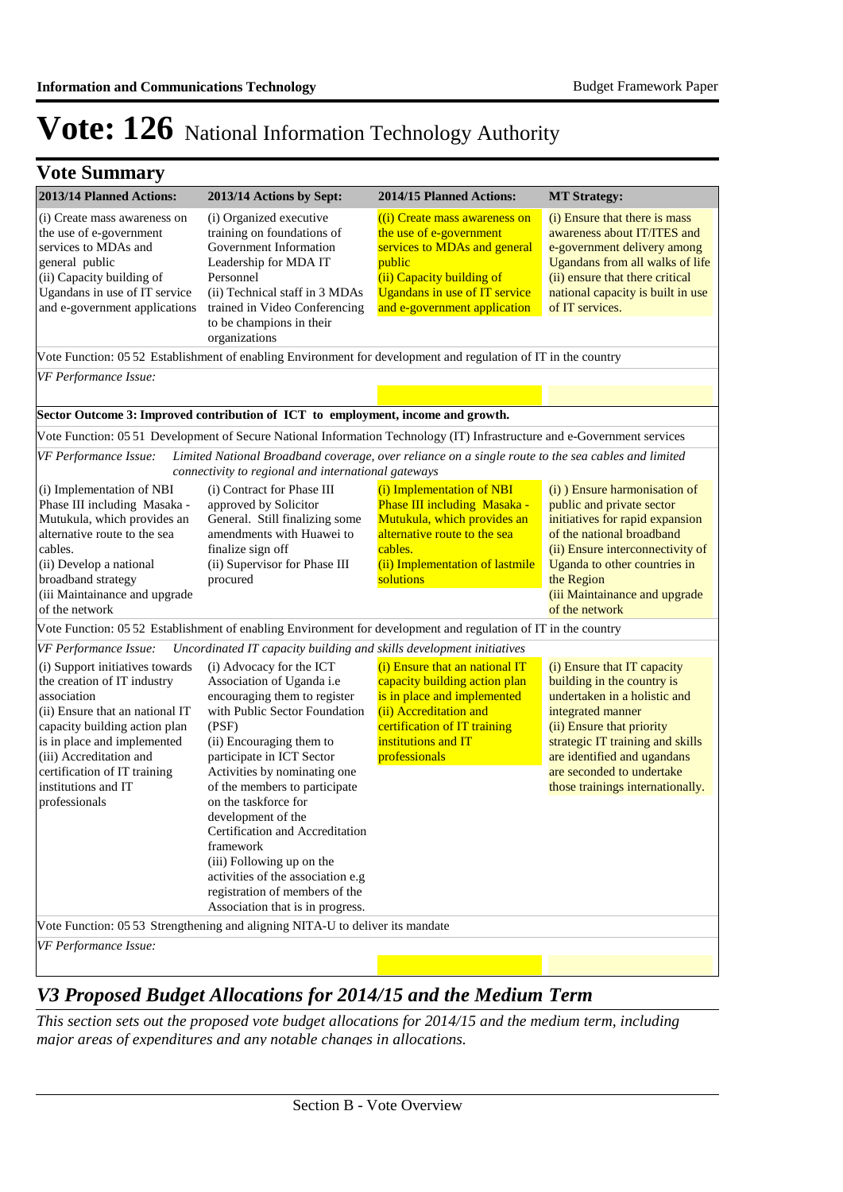# Vote: 126 National Information Technology Authority

## Vote Summary

| 2013/14 Planned Actions: | 2013/14 Actions by Sept: | 2014/15 Planned Actions: | MT Strategy: |
|---|---|---|---|
| (i) Create mass awareness on the use of e-government services to MDAs and general public<br>(ii) Capacity building of Ugandans in use of IT service and e-government applications | (i) Organized executive training on foundations of Government Information Leadership for MDA IT Personnel<br>(ii) Technical staff in 3 MDAs trained in Video Conferencing to be champions in their organizations | ((i) Create mass awareness on the use of e-government services to MDAs and general public<br>(ii) Capacity building of Ugandans in use of IT service and e-government application | (i) Ensure that there is mass awareness about IT/ITES and e-government delivery among Ugandans from all walks of life<br>(ii) ensure that there critical national capacity is built in use of IT services. |
| Vote Function: 05 52 Establishment of enabling Environment for development and regulation of IT in the country | | | |
| *VF Performance Issue:* | | | |
| **Sector Outcome 3: Improved contribution of ICT to employment, income and growth.** | | | |
| Vote Function: 05 51 Development of Secure National Information Technology (IT) Infrastructure and e-Government services | | | |
| *VF Performance Issue: Limited National Broadband coverage, over reliance on a single route to the sea cables and limited connectivity to regional and international gateways* | | | |
| (i) Implementation of NBI Phase III including Masaka - Mutukula, which provides an alternative route to the sea cables.<br>(ii) Develop a national broadband strategy<br>(iii Maintainance and upgrade of the network | (i) Contract for Phase III approved by Solicitor General. Still finalizing some amendments with Huawei to finalize sign off<br>(ii) Supervisor for Phase III procured | (i) Implementation of NBI Phase III including Masaka - Mutukula, which provides an alternative route to the sea cables.<br>(ii) Implementation of lastmile solutions | (i) ) Ensure harmonisation of public and private sector initiatives for rapid expansion of the national broadband<br>(ii) Ensure interconnectivity of Uganda to other countries in the Region<br>(iii Maintainance and upgrade of the network |
| Vote Function: 05 52 Establishment of enabling Environment for development and regulation of IT in the country | | | |
| *VF Performance Issue: Uncordinated IT capacity building and skills development initiatives* | | | |
| (i) Support initiatives towards the creation of IT industry association<br>(ii) Ensure that an national IT capacity building action plan is in place and implemented<br>(iii) Accreditation and certification of IT training institutions and IT professionals | (i) Advocacy for the ICT Association of Uganda i.e encouraging them to register with Public Sector Foundation (PSF)<br>(ii) Encouraging them to participate in ICT Sector Activities by nominating one of the members to participate on the taskforce for development of the Certification and Accreditation framework<br>(iii) Following up on the activities of the association e.g registration of members of the Association that is in progress. | (i) Ensure that an national IT capacity building action plan is in place and implemented<br>(ii) Accreditation and certification of IT training institutions and IT professionals | (i) Ensure that IT capacity building in the country is undertaken in a holistic and integrated manner<br>(ii) Ensure that priority strategic IT training and skills are identified and ugandans are seconded to undertake those trainings internationally. |
| Vote Function: 05 53 Strengthening and aligning NITA-U to deliver its mandate | | | |
| *VF Performance Issue:* | | | |

## *V3 Proposed Budget Allocations for 2014/15 and the Medium Term*

*This section sets out the proposed vote budget allocations for 2014/15 and the medium term, including major areas of expenditures and any notable changes in allocations.*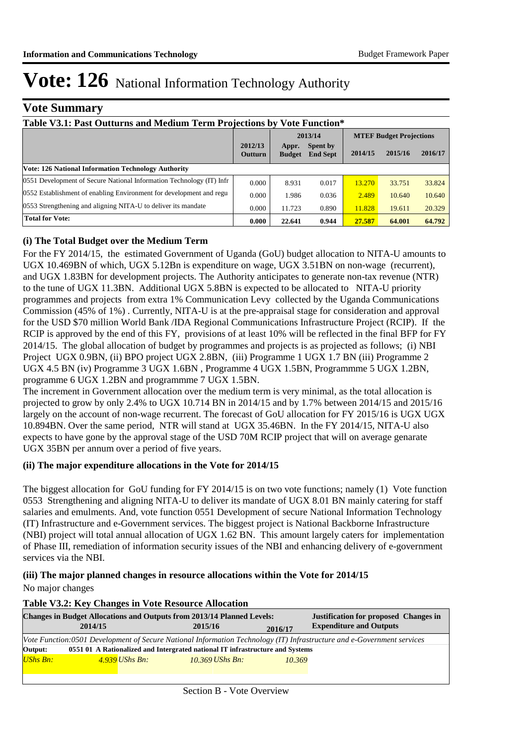# Vote: 126 National Information Technology Authority

## Vote Summary

**Table V3.1: Past Outturns and Medium Term Projections by Vote Function***

| | 2012/13 Outturn | 2013/14 Appr. Budget | 2013/14 Spent by End Sept | MTEF Budget Projections 2014/15 | 2015/16 | 2016/17 |
|---|---|---|---|---|---|---|
| **Vote: 126 National Information Technology Authority** | | | | | | |
| 0551 Development of Secure National Information Technology (IT) Infr | 0.000 | 8.931 | 0.017 | 13.270 | 33.751 | 33.824 |
| 0552 Establishment of enabling Environment for development and regu | 0.000 | 1.986 | 0.036 | 2.489 | 10.640 | 10.640 |
| 0553 Strengthening and aligning NITA-U to deliver its mandate | 0.000 | 11.723 | 0.890 | 11.828 | 19.611 | 20.329 |
| **Total for Vote:** | **0.000** | **22.641** | **0.944** | **27.587** | **64.001** | **64.792** |

### (i) The Total Budget over the Medium Term

For the FY 2014/15, the estimated Government of Uganda (GoU) budget allocation to NITA-U amounts to UGX 10.469BN of which, UGX 5.12Bn is expenditure on wage, UGX 3.51BN on non-wage (recurrent), and UGX 1.83BN for development projects. The Authority anticipates to generate non-tax revenue (NTR) to the tune of UGX 11.3BN. Additional UGX 5.8BN is expected to be allocated to NITA-U priority programmes and projects from extra 1% Communication Levy collected by the Uganda Communications Commission (45% of 1%) . Currently, NITA-U is at the pre-appraisal stage for consideration and approval for the USD $70 million World Bank /IDA Regional Communications Infrastructure Project (RCIP). If the RCIP is approved by the end of this FY, provisions of at least 10% will be reflected in the final BFP for FY 2014/15. The global allocation of budget by programmes and projects is as projected as follows; (i) NBI Project UGX 0.9BN, (ii) BPO project UGX 2.8BN, (iii) Programme 1 UGX 1.7 BN (iii) Programme 2 UGX 4.5 BN (iv) Programme 3 UGX 1.6BN , Programme 4 UGX 1.5BN, Programmme 5 UGX 1.2BN, programme 6 UGX 1.2BN and programmme 7 UGX 1.5BN.

The increment in Government allocation over the medium term is very minimal, as the total allocation is projected to grow by only 2.4% to UGX 10.714 BN in 2014/15 and by 1.7% between 2014/15 and 2015/16 largely on the account of non-wage recurrent. The forecast of GoU allocation for FY 2015/16 is UGX UGX 10.894BN. Over the same period, NTR will stand at UGX 35.46BN. In the FY 2014/15, NITA-U also expects to have gone by the approval stage of the USD 70M RCIP project that will on average genarate UGX 35BN per annum over a period of five years.

### (ii) The major expenditure allocations in the Vote for 2014/15

The biggest allocation for GoU funding for FY 2014/15 is on two vote functions; namely (1) Vote function 0553 Strengthening and aligning NITA-U to deliver its mandate of UGX 8.01 BN mainly catering for staff salaries and emulments. And, vote function 0551 Development of secure National Information Technology (IT) Infrastructure and e-Government services. The biggest project is National Backborne Infrastructure (NBI) project will total annual allocation of UGX 1.62 BN. This amount largely caters for implementation of Phase III, remediation of information security issues of the NBI and enhancing delivery of e-government services via the NBI.

### (iii) The major planned changes in resource allocations within the Vote for 2014/15

No major changes

**Table V3.2: Key Changes in Vote Resource Allocation**

| Changes in Budget Allocations and Outputs from 2013/14 Planned Levels: 2014/15 | | 2015/16 | | 2016/17 | | Justification for proposed Changes in Expenditure and Outputs |
|---|---|---|---|---|---|---|
| *Vote Function:0501 Development of Secure National Information Technology (IT) Infrastructure and e-Government services* | | | | | | |
| **Output:** | **0551 01 A Rationalized and Intergrated national IT infrastructure and Systems** | | | | | |
| *UShs Bn:* | *4.939* | *UShs Bn:* | *10.369* | *UShs Bn:* | *10.369* | |

Section B - Vote Overview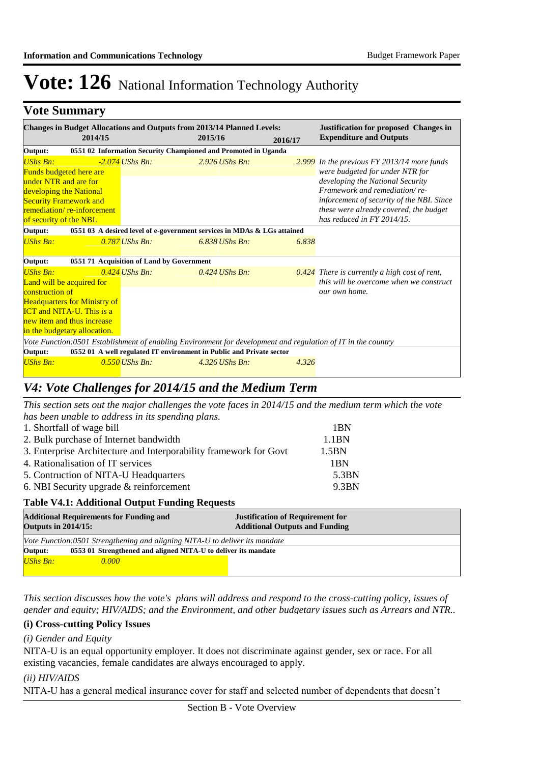# Vote: 126 National Information Technology Authority

## Vote Summary

| Changes in Budget Allocations and Outputs from 2013/14 Planned Levels: 2014/15 | 2015/16 | 2016/17 | Justification for proposed Changes in Expenditure and Outputs |
|---|---|---|---|
| **Output: 0551 02 Information Security Championed and Promoted in Uganda** | | | |
| *UShs Bn:* *-2.074* Funds budgeted here are under NTR and are for developing the National Security Framework and remediation/ re-inforcement of security of the NBI. | *UShs Bn:* *2.926* | *UShs Bn:* *2.999* | *In the previous FY 2013/14 more funds were budgeted for under NTR for developing the National Security Framework and remediation/ re-inforcement of security of the NBI. Since these were already covered, the budget has reduced in FY 2014/15.* |
| **Output: 0551 03 A desired level of e-government services in MDAs & LGs attained** | | | |
| *UShs Bn:* *0.787* | *UShs Bn:* *6.838* | *UShs Bn:* *6.838* | |
| **Output: 0551 71 Acquisition of Land by Government** | | | |
| *UShs Bn:* *0.424* Land will be acquired for construction of Headquarters for Ministry of ICT and NITA-U. This is a new item and thus increase in the budgetary allocation. | *UShs Bn:* *0.424* | *UShs Bn:* *0.424* | *There is currently a high cost of rent, this will be overcome when we construct our own home.* |
| *Vote Function:0501 Establishment of enabling Environment for development and regulation of IT in the country* | | | |
| **Output: 0552 01 A well regulated IT environment in Public and Private sector** | | | |
| *UShs Bn:* *0.550* | *UShs Bn:* *4.326* | *UShs Bn:* *4.326* | |

## *V4: Vote Challenges for 2014/15 and the Medium Term*

*This section sets out the major challenges the vote faces in 2014/15 and the medium term which the vote has been unable to address in its spending plans.*

1. Shortfall of wage bill 1BN
2. Bulk purchase of Internet bandwidth 1.1BN
3. Enterprise Architecture and Interporability framework for Govt 1.5BN
4. Rationalisation of IT services 1BN
5. Contruction of NITA-U Headquarters 5.3BN
6. NBI Security upgrade & reinforcement 9.3BN

### Table V4.1: Additional Output Funding Requests

| Additional Requirements for Funding and Outputs in 2014/15: | Justification of Requirement for Additional Outputs and Funding |
|---|---|
| *Vote Function:0501 Strengthening and aligning NITA-U to deliver its mandate* | |
| **Output: 0553 01 Strengthened and aligned NITA-U to deliver its mandate** | |
| *UShs Bn:* *0.000* | |

*This section discusses how the vote's plans will address and respond to the cross-cutting policy, issues of gender and equity; HIV/AIDS; and the Environment, and other budgetary issues such as Arrears and NTR..*

### (i) Cross-cutting Policy Issues

*(i) Gender and Equity*

NITA-U is an equal opportunity employer. It does not discriminate against gender, sex or race. For all existing vacancies, female candidates are always encouraged to apply.

*(ii) HIV/AIDS*

NITA-U has a general medical insurance cover for staff and selected number of dependents that doesn't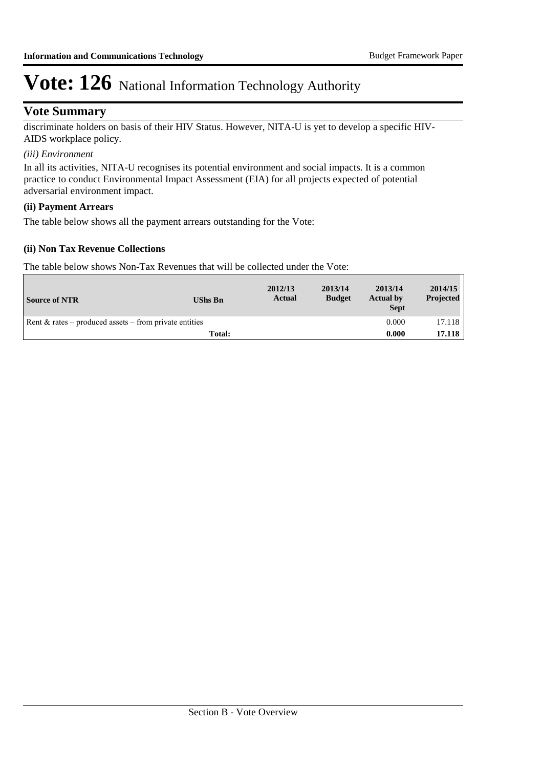# Vote: 126 National Information Technology Authority

## Vote Summary

discriminate holders on basis of their HIV Status. However, NITA-U is yet to develop a specific HIV-AIDS workplace policy.

*(iii) Environment*

In all its activities, NITA-U recognises its potential environment and social impacts. It is a common practice to conduct Environmental Impact Assessment (EIA) for all projects expected of potential adversarial environment impact.

**(ii) Payment Arrears**

The table below shows all the payment arrears outstanding for the Vote:

**(ii) Non Tax Revenue Collections**

The table below shows Non-Tax Revenues that will be collected under the Vote:

| Source of NTR | UShs Bn | 2012/13 Actual | 2013/14 Budget | 2013/14 Actual by Sept | 2014/15 Projected |
|---|---|---|---|---|---|
| Rent & rates – produced assets – from private entities | | | | 0.000 | 17.118 |
| | **Total:** | | | **0.000** | **17.118** |